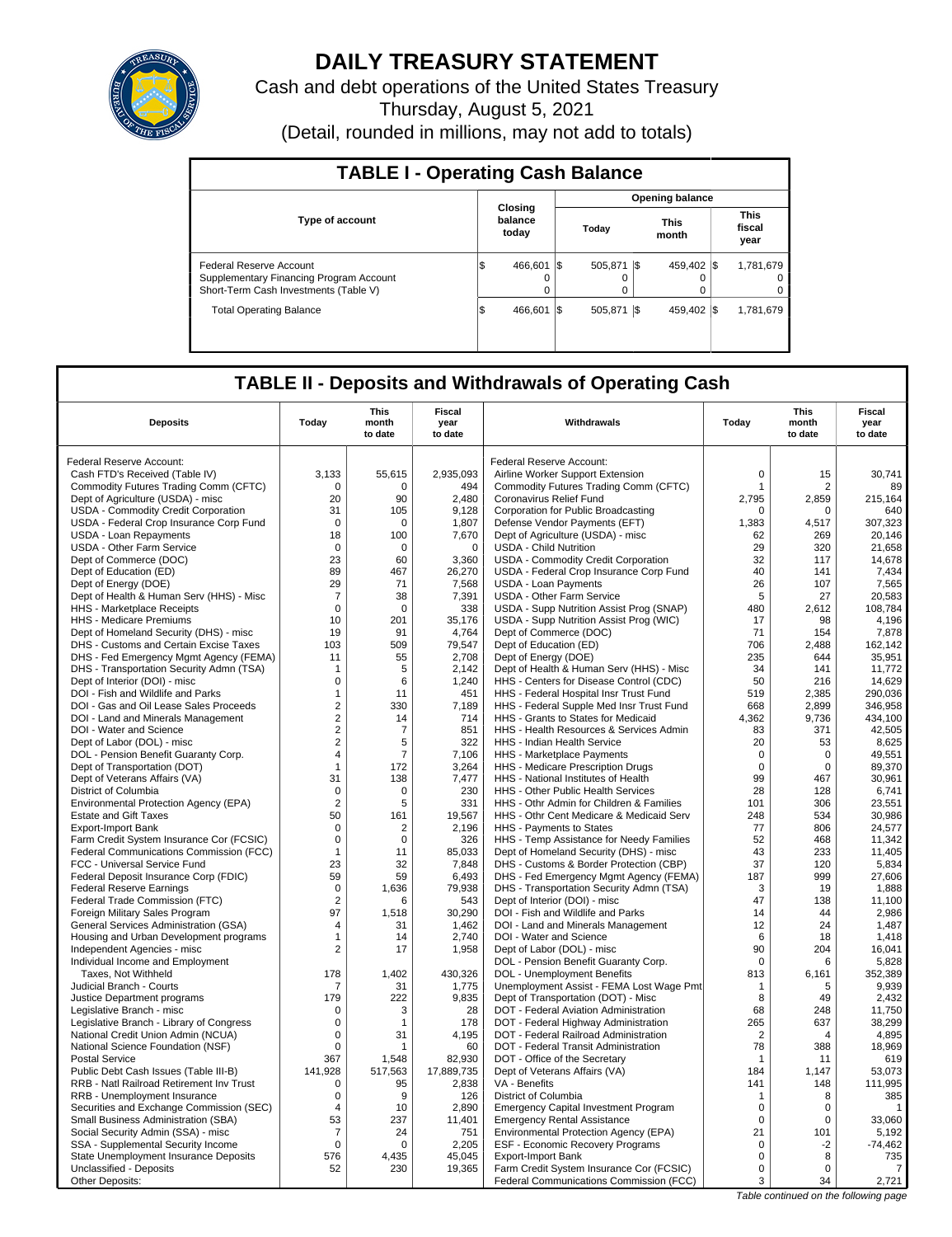# DAILY TREASURY STATEMENT

Cash and debt operations of the United States Treasury

Thursday, August 5, 2021

(Detail, rounded in millions, may not add to totals)

## TABLE I - Operating Cash Balance

| Type of account | Closing balance today | Opening balance Today | Opening balance This month | Opening balance This fiscal year |
|---|---|---|---|---|
| Federal Reserve Account | $ 466,601 | $ 505,871 | $ 459,402 | $ 1,781,679 |
| Supplementary Financing Program Account | 0 | 0 | 0 | 0 |
| Short-Term Cash Investments (Table V) | 0 | 0 | 0 | 0 |
| Total Operating Balance | $ 466,601 | $ 505,871 | $ 459,402 | $ 1,781,679 |

## TABLE II - Deposits and Withdrawals of Operating Cash

| Deposits | Today | This month to date | Fiscal year to date | Withdrawals | Today | This month to date | Fiscal year to date |
|---|---|---|---|---|---|---|---|
| Federal Reserve Account: | | | | Federal Reserve Account: | | | |
| Cash FTD's Received (Table IV) | 3,133 | 55,615 | 2,935,093 | Airline Worker Support Extension | 0 | 15 | 30,741 |
| Commodity Futures Trading Comm (CFTC) | 0 | 0 | 494 | Commodity Futures Trading Comm (CFTC) | 1 | 2 | 89 |
| Dept of Agriculture (USDA) - misc | 20 | 90 | 2,480 | Coronavirus Relief Fund | 2,795 | 2,859 | 215,164 |
| USDA - Commodity Credit Corporation | 31 | 105 | 9,128 | Corporation for Public Broadcasting | 0 | 0 | 640 |
| USDA - Federal Crop Insurance Corp Fund | 0 | 0 | 1,807 | Defense Vendor Payments (EFT) | 1,383 | 4,517 | 307,323 |
| USDA - Loan Repayments | 18 | 100 | 7,670 | Dept of Agriculture (USDA) - misc | 62 | 269 | 20,146 |
| USDA - Other Farm Service | 0 | 0 | 0 | USDA - Child Nutrition | 29 | 320 | 21,658 |
| Dept of Commerce (DOC) | 23 | 60 | 3,360 | USDA - Commodity Credit Corporation | 32 | 117 | 14,678 |
| Dept of Education (ED) | 89 | 467 | 26,270 | USDA - Federal Crop Insurance Corp Fund | 40 | 141 | 7,434 |
| Dept of Energy (DOE) | 29 | 71 | 7,568 | USDA - Loan Payments | 26 | 107 | 7,565 |
| Dept of Health & Human Serv (HHS) - Misc | 7 | 38 | 7,391 | USDA - Other Farm Service | 5 | 27 | 20,583 |
| HHS - Marketplace Receipts | 0 | 0 | 338 | USDA - Supp Nutrition Assist Prog (SNAP) | 480 | 2,612 | 108,784 |
| HHS - Medicare Premiums | 10 | 201 | 35,176 | USDA - Supp Nutrition Assist Prog (WIC) | 17 | 98 | 4,196 |
| Dept of Homeland Security (DHS) - misc | 19 | 91 | 4,764 | Dept of Commerce (DOC) | 71 | 154 | 7,878 |
| DHS - Customs and Certain Excise Taxes | 103 | 509 | 79,547 | Dept of Education (ED) | 706 | 2,488 | 162,142 |
| DHS - Fed Emergency Mgmt Agency (FEMA) | 11 | 55 | 2,708 | Dept of Energy (DOE) | 235 | 644 | 35,951 |
| DHS - Transportation Security Admn (TSA) | 1 | 5 | 2,142 | Dept of Health & Human Serv (HHS) - Misc | 34 | 141 | 11,772 |
| Dept of Interior (DOI) - misc | 0 | 6 | 1,240 | HHS - Centers for Disease Control (CDC) | 50 | 216 | 14,629 |
| DOI - Fish and Wildlife and Parks | 1 | 11 | 451 | HHS - Federal Hospital Insr Trust Fund | 519 | 2,385 | 290,036 |
| DOI - Gas and Oil Lease Sales Proceeds | 2 | 330 | 7,189 | HHS - Federal Supple Med Insr Trust Fund | 668 | 2,899 | 346,958 |
| DOI - Land and Minerals Management | 2 | 14 | 714 | HHS - Grants to States for Medicaid | 4,362 | 9,736 | 434,100 |
| DOI - Water and Science | 2 | 7 | 851 | HHS - Health Resources & Services Admin | 83 | 371 | 42,505 |
| Dept of Labor (DOL) - misc | 2 | 5 | 322 | HHS - Indian Health Service | 20 | 53 | 8,625 |
| DOL - Pension Benefit Guaranty Corp. | 4 | 7 | 7,106 | HHS - Marketplace Payments | 0 | 0 | 49,551 |
| Dept of Transportation (DOT) | 1 | 172 | 3,264 | HHS - Medicare Prescription Drugs | 0 | 0 | 89,370 |
| Dept of Veterans Affairs (VA) | 31 | 138 | 7,477 | HHS - National Institutes of Health | 99 | 467 | 30,961 |
| District of Columbia | 0 | 0 | 230 | HHS - Other Public Health Services | 28 | 128 | 6,741 |
| Environmental Protection Agency (EPA) | 2 | 5 | 331 | HHS - Othr Admin for Children & Families | 101 | 306 | 23,551 |
| Estate and Gift Taxes | 50 | 161 | 19,567 | HHS - Othr Cent Medicare & Medicaid Serv | 248 | 534 | 30,986 |
| Export-Import Bank | 0 | 2 | 2,196 | HHS - Payments to States | 77 | 806 | 24,577 |
| Farm Credit System Insurance Cor (FCSIC) | 0 | 0 | 326 | HHS - Temp Assistance for Needy Families | 52 | 468 | 11,342 |
| Federal Communications Commission (FCC) | 1 | 11 | 85,033 | Dept of Homeland Security (DHS) - misc | 43 | 233 | 11,405 |
| FCC - Universal Service Fund | 23 | 32 | 7,848 | DHS - Customs & Border Protection (CBP) | 37 | 120 | 5,834 |
| Federal Deposit Insurance Corp (FDIC) | 59 | 59 | 6,493 | DHS - Fed Emergency Mgmt Agency (FEMA) | 187 | 999 | 27,606 |
| Federal Reserve Earnings | 0 | 1,636 | 79,938 | DHS - Transportation Security Admn (TSA) | 3 | 19 | 1,888 |
| Federal Trade Commission (FTC) | 2 | 6 | 543 | Dept of Interior (DOI) - misc | 47 | 138 | 11,100 |
| Foreign Military Sales Program | 97 | 1,518 | 30,290 | DOI - Fish and Wildlife and Parks | 14 | 44 | 2,986 |
| General Services Administration (GSA) | 4 | 31 | 1,462 | DOI - Land and Minerals Management | 12 | 24 | 1,487 |
| Housing and Urban Development programs | 1 | 14 | 2,740 | DOI - Water and Science | 6 | 18 | 1,418 |
| Independent Agencies - misc | 2 | 17 | 1,958 | Dept of Labor (DOL) - misc | 90 | 204 | 16,041 |
| Individual Income and Employment | | | | DOL - Pension Benefit Guaranty Corp. | 0 | 6 | 5,828 |
| Taxes, Not Withheld | 178 | 1,402 | 430,326 | DOL - Unemployment Benefits | 813 | 6,161 | 352,389 |
| Judicial Branch - Courts | 7 | 31 | 1,775 | Unemployment Assist - FEMA Lost Wage Pmt | 1 | 5 | 9,939 |
| Justice Department programs | 179 | 222 | 9,835 | Dept of Transportation (DOT) - Misc | 8 | 49 | 2,432 |
| Legislative Branch - misc | 0 | 3 | 28 | DOT - Federal Aviation Administration | 68 | 248 | 11,750 |
| Legislative Branch - Library of Congress | 0 | 1 | 178 | DOT - Federal Highway Administration | 265 | 637 | 38,299 |
| National Credit Union Admin (NCUA) | 0 | 31 | 4,195 | DOT - Federal Railroad Administration | 2 | 4 | 4,895 |
| National Science Foundation (NSF) | 0 | 1 | 60 | DOT - Federal Transit Administration | 78 | 388 | 18,969 |
| Postal Service | 367 | 1,548 | 82,930 | DOT - Office of the Secretary | 1 | 11 | 619 |
| Public Debt Cash Issues (Table III-B) | 141,928 | 517,563 | 17,889,735 | Dept of Veterans Affairs (VA) | 184 | 1,147 | 53,073 |
| RRB - Natl Railroad Retirement Inv Trust | 0 | 95 | 2,838 | VA - Benefits | 141 | 148 | 111,995 |
| RRB - Unemployment Insurance | 0 | 9 | 126 | District of Columbia | 1 | 8 | 385 |
| Securities and Exchange Commission (SEC) | 4 | 10 | 2,890 | Emergency Capital Investment Program | 0 | 0 | 1 |
| Small Business Administration (SBA) | 53 | 237 | 11,401 | Emergency Rental Assistance | 0 | 0 | 33,060 |
| Social Security Admin (SSA) - misc | 7 | 24 | 751 | Environmental Protection Agency (EPA) | 21 | 101 | 5,192 |
| SSA - Supplemental Security Income | 0 | 0 | 2,205 | ESF - Economic Recovery Programs | 0 | -2 | -74,462 |
| State Unemployment Insurance Deposits | 576 | 4,435 | 45,045 | Export-Import Bank | 0 | 8 | 735 |
| Unclassified - Deposits | 52 | 230 | 19,365 | Farm Credit System Insurance Cor (FCSIC) | 0 | 0 | 7 |
| Other Deposits: | | | | Federal Communications Commission (FCC) | 3 | 34 | 2,721 |

*Table continued on the following page*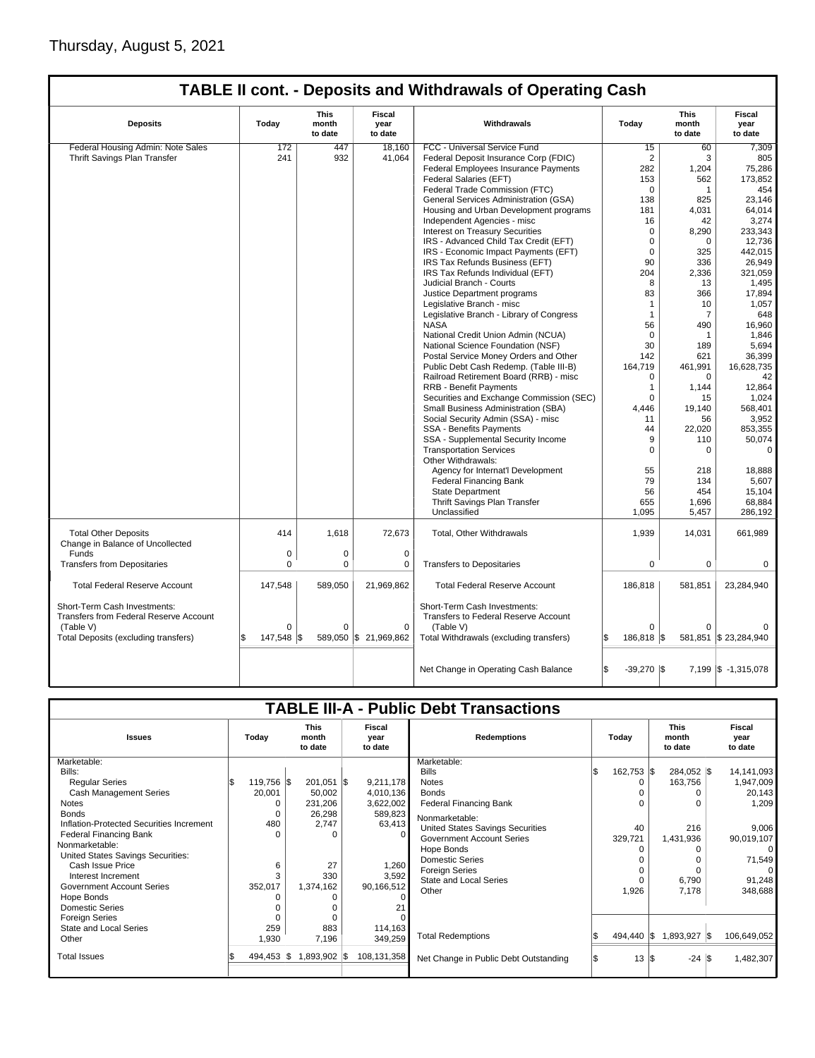Thursday, August 5, 2021

## TABLE II cont. - Deposits and Withdrawals of Operating Cash

| Deposits | Today | This month to date | Fiscal year to date | Withdrawals | Today | This month to date | Fiscal year to date |
|---|---|---|---|---|---|---|---|
| Federal Housing Admin: Note Sales | 172 | 447 | 18,160 | FCC - Universal Service Fund | 15 | 60 | 7,309 |
| Thrift Savings Plan Transfer | 241 | 932 | 41,064 | Federal Deposit Insurance Corp (FDIC) | 2 | 3 | 805 |
| | | | | Federal Employees Insurance Payments | 282 | 1,204 | 75,286 |
| | | | | Federal Salaries (EFT) | 153 | 562 | 173,852 |
| | | | | Federal Trade Commission (FTC) | 0 | 1 | 454 |
| | | | | General Services Administration (GSA) | 138 | 825 | 23,146 |
| | | | | Housing and Urban Development programs | 181 | 4,031 | 64,014 |
| | | | | Independent Agencies - misc | 16 | 42 | 3,274 |
| | | | | Interest on Treasury Securities | 0 | 8,290 | 233,343 |
| | | | | IRS - Advanced Child Tax Credit (EFT) | 0 | 0 | 12,736 |
| | | | | IRS - Economic Impact Payments (EFT) | 0 | 325 | 442,015 |
| | | | | IRS Tax Refunds Business (EFT) | 90 | 336 | 26,949 |
| | | | | IRS Tax Refunds Individual (EFT) | 204 | 2,336 | 321,059 |
| | | | | Judicial Branch - Courts | 8 | 13 | 1,495 |
| | | | | Justice Department programs | 83 | 366 | 17,894 |
| | | | | Legislative Branch - misc | 1 | 10 | 1,057 |
| | | | | Legislative Branch - Library of Congress | 1 | 7 | 648 |
| | | | | NASA | 56 | 490 | 16,960 |
| | | | | National Credit Union Admin (NCUA) | 0 | 1 | 1,846 |
| | | | | National Science Foundation (NSF) | 30 | 189 | 5,694 |
| | | | | Postal Service Money Orders and Other | 142 | 621 | 36,399 |
| | | | | Public Debt Cash Redemp. (Table III-B) | 164,719 | 461,991 | 16,628,735 |
| | | | | Railroad Retirement Board (RRB) - misc | 0 | 0 | 42 |
| | | | | RRB - Benefit Payments | 1 | 1,144 | 12,864 |
| | | | | Securities and Exchange Commission (SEC) | 0 | 15 | 1,024 |
| | | | | Small Business Administration (SBA) | 4,446 | 19,140 | 568,401 |
| | | | | Social Security Admin (SSA) - misc | 11 | 56 | 3,952 |
| | | | | SSA - Benefits Payments | 44 | 22,020 | 853,355 |
| | | | | SSA - Supplemental Security Income | 9 | 110 | 50,074 |
| | | | | Transportation Services | 0 | 0 | 0 |
| | | | | Other Withdrawals: | | | |
| | | | | Agency for Internat'l Development | 55 | 218 | 18,888 |
| | | | | Federal Financing Bank | 79 | 134 | 5,607 |
| | | | | State Department | 56 | 454 | 15,104 |
| | | | | Thrift Savings Plan Transfer | 655 | 1,696 | 68,884 |
| | | | | Unclassified | 1,095 | 5,457 | 286,192 |
| Total Other Deposits | 414 | 1,618 | 72,673 | Total, Other Withdrawals | 1,939 | 14,031 | 661,989 |
| Change in Balance of Uncollected Funds | 0 | 0 | 0 | | | | |
| Transfers from Depositaries | 0 | 0 | 0 | Transfers to Depositaries | 0 | 0 | 0 |
| Total Federal Reserve Account | 147,548 | 589,050 | 21,969,862 | Total Federal Reserve Account | 186,818 | 581,851 | 23,284,940 |
| Short-Term Cash Investments: Transfers from Federal Reserve Account (Table V) | 0 | 0 | 0 | Short-Term Cash Investments: Transfers to Federal Reserve Account (Table V) | 0 | 0 | 0 |
| Total Deposits (excluding transfers) | $ 147,548 | $ 589,050 | $ 21,969,862 | Total Withdrawals (excluding transfers) | $ 186,818 | $ 581,851 | $ 23,284,940 |
| | | | | Net Change in Operating Cash Balance | $ -39,270 | $ 7,199 | $ -1,315,078 |

## TABLE III-A - Public Debt Transactions

| Issues | Today | This month to date | Fiscal year to date | Redemptions | Today | This month to date | Fiscal year to date |
|---|---|---|---|---|---|---|---|
| Marketable: | | | | Marketable: | | | |
| Bills: | | | | Bills | $ 162,753 | $ 284,052 | $ 14,141,093 |
| Regular Series | $ 119,756 | $ 201,051 | $ 9,211,178 | Notes | 0 | 163,756 | 1,947,009 |
| Cash Management Series | 20,001 | 50,002 | 4,010,136 | Bonds | 0 | 0 | 20,143 |
| Notes | 0 | 231,206 | 3,622,002 | Federal Financing Bank | 0 | 0 | 1,209 |
| Bonds | 0 | 26,298 | 589,823 | Nonmarketable: | | | |
| Inflation-Protected Securities Increment | 480 | 2,747 | 63,413 | United States Savings Securities | 40 | 216 | 9,006 |
| Federal Financing Bank | 0 | 0 | 0 | Government Account Series | 329,721 | 1,431,936 | 90,019,107 |
| Nonmarketable: | | | | Hope Bonds | 0 | 0 | 0 |
| United States Savings Securities: | | | | Domestic Series | 0 | 0 | 71,549 |
| Cash Issue Price | 6 | 27 | 1,260 | Foreign Series | 0 | 0 | 0 |
| Interest Increment | 3 | 330 | 3,592 | State and Local Series | 0 | 6,790 | 91,248 |
| Government Account Series | 352,017 | 1,374,162 | 90,166,512 | Other | 1,926 | 7,178 | 348,688 |
| Hope Bonds | 0 | 0 | 0 | | | | |
| Domestic Series | 0 | 0 | 21 | | | | |
| Foreign Series | 0 | 0 | 0 | | | | |
| State and Local Series | 259 | 883 | 114,163 | | | | |
| Other | 1,930 | 7,196 | 349,259 | Total Redemptions | $ 494,440 | $ 1,893,927 | $ 106,649,052 |
| Total Issues | $ 494,453 | $ 1,893,902 | $ 108,131,358 | Net Change in Public Debt Outstanding | $ 13 | $ -24 | $ 1,482,307 |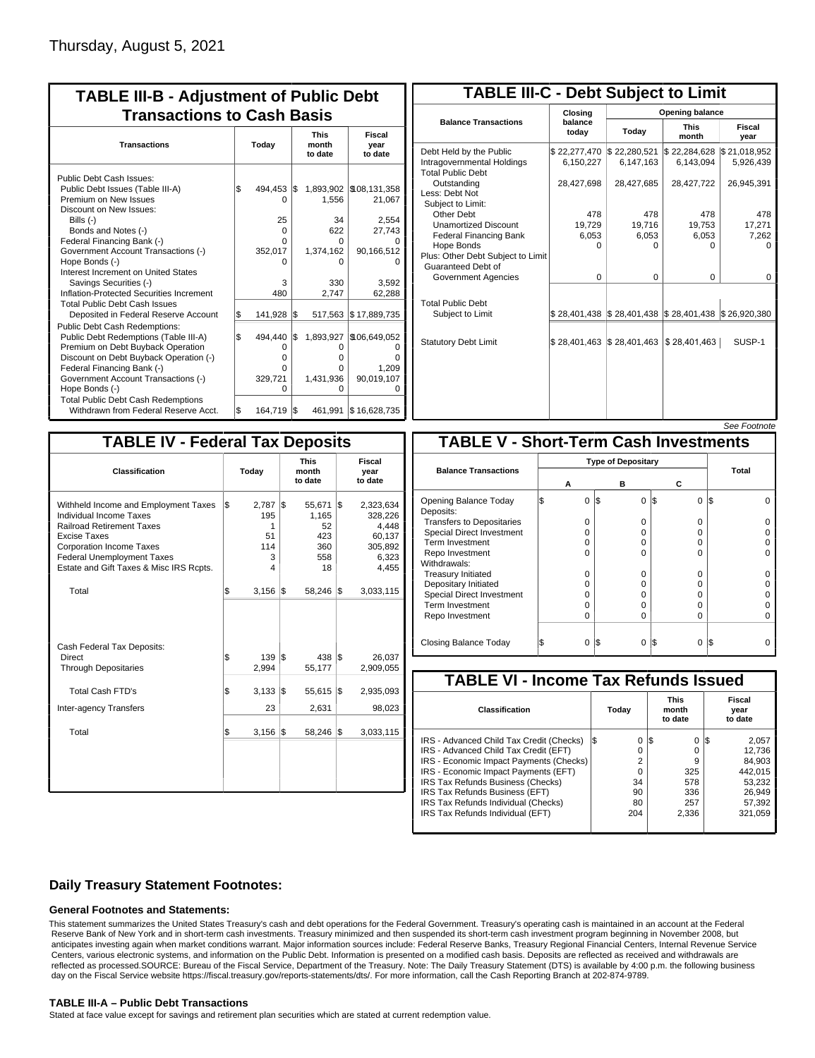Thursday, August 5, 2021

## TABLE III-B - Adjustment of Public Debt Transactions to Cash Basis

| Transactions | Today | This month to date | Fiscal year to date |
|---|---|---|---|
| Public Debt Cash Issues: | | | |
| Public Debt Issues (Table III-A) | $ 494,453 | $ 1,893,902 | $ 18,131,358 |
| Premium on New Issues | 0 | 1,556 | 21,067 |
| Discount on New Issues: | | | |
| Bills (-) | 25 | 34 | 2,554 |
| Bonds and Notes (-) | 0 | 622 | 27,743 |
| Federal Financing Bank (-) | 0 | 0 | 0 |
| Government Account Transactions (-) | 352,017 | 1,374,162 | 90,166,512 |
| Hope Bonds (-) | 0 | 0 | 0 |
| Interest Increment on United States Savings Securities (-) | 3 | 330 | 3,592 |
| Inflation-Protected Securities Increment | 480 | 2,747 | 62,288 |
| Total Public Debt Cash Issues Deposited in Federal Reserve Account | $ 141,928 | $ 517,563 | $ 17,889,735 |
| Public Debt Cash Redemptions: | | | |
| Public Debt Redemptions (Table III-A) | $ 494,440 | $ 1,893,927 | $ 106,649,052 |
| Premium on Debt Buyback Operation | 0 | 0 | 0 |
| Discount on Debt Buyback Operation (-) | 0 | 0 | 0 |
| Federal Financing Bank (-) | 0 | 0 | 1,209 |
| Government Account Transactions (-) | 329,721 | 1,431,936 | 90,019,107 |
| Hope Bonds (-) | 0 | 0 | 0 |
| Total Public Debt Cash Redemptions Withdrawn from Federal Reserve Acct. | $ 164,719 | $ 461,991 | $ 16,628,735 |

## TABLE III-C - Debt Subject to Limit

| Balance Transactions | Closing balance today | Opening balance Today | Opening balance This month | Opening balance Fiscal year |
|---|---|---|---|---|
| Debt Held by the Public | $ 22,277,470 | $ 22,280,521 | $ 22,284,628 | $ 21,018,952 |
| Intragovernmental Holdings | 6,150,227 | 6,147,163 | 6,143,094 | 5,926,439 |
| Total Public Debt Outstanding | 28,427,698 | 28,427,685 | 28,427,722 | 26,945,391 |
| Less: Debt Not Subject to Limit: | | | | |
| Other Debt | 478 | 478 | 478 | 478 |
| Unamortized Discount | 19,729 | 19,716 | 19,753 | 17,271 |
| Federal Financing Bank | 6,053 | 6,053 | 6,053 | 7,262 |
| Hope Bonds | 0 | 0 | 0 | 0 |
| Plus: Other Debt Subject to Limit Guaranteed Debt of Government Agencies | 0 | 0 | 0 | 0 |
| Total Public Debt Subject to Limit | $ 28,401,438 | $ 28,401,438 | $ 28,401,438 | $ 26,920,380 |
| Statutory Debt Limit | $ 28,401,463 | $ 28,401,463 | $ 28,401,463 | SUSP-1 |

*See Footnote*

## TABLE IV - Federal Tax Deposits

| Classification | Today | This month to date | Fiscal year to date |
|---|---|---|---|
| Withheld Income and Employment Taxes | $ 2,787 | $ 55,671 | $ 2,323,634 |
| Individual Income Taxes | 195 | 1,165 | 328,226 |
| Railroad Retirement Taxes | 1 | 52 | 4,448 |
| Excise Taxes | 51 | 423 | 60,137 |
| Corporation Income Taxes | 114 | 360 | 305,892 |
| Federal Unemployment Taxes | 3 | 558 | 6,323 |
| Estate and Gift Taxes & Misc IRS Rcpts. | 4 | 18 | 4,455 |
| Total | $ 3,156 | $ 58,246 | $ 3,033,115 |
| Cash Federal Tax Deposits: | | | |
| Direct | $ 139 | $ 438 | $ 26,037 |
| Through Depositaries | 2,994 | 55,177 | 2,909,055 |
| Total Cash FTD's | $ 3,133 | $ 55,615 | $ 2,935,093 |
| Inter-agency Transfers | 23 | 2,631 | 98,023 |
| Total | $ 3,156 | $ 58,246 | $ 3,033,115 |

## TABLE V - Short-Term Cash Investments

| Balance Transactions | Type of Depositary A | B | C | Total |
|---|---|---|---|---|
| Opening Balance Today | $ 0 | $ 0 | $ 0 | $ 0 |
| Deposits: | | | | |
| Transfers to Depositaries | 0 | 0 | 0 | 0 |
| Special Direct Investment | 0 | 0 | 0 | 0 |
| Term Investment | 0 | 0 | 0 | 0 |
| Repo Investment | 0 | 0 | 0 | 0 |
| Withdrawals: | | | | |
| Treasury Initiated | 0 | 0 | 0 | 0 |
| Depositary Initiated | 0 | 0 | 0 | 0 |
| Special Direct Investment | 0 | 0 | 0 | 0 |
| Term Investment | 0 | 0 | 0 | 0 |
| Repo Investment | 0 | 0 | 0 | 0 |
| Closing Balance Today | $ 0 | $ 0 | $ 0 | $ 0 |

## TABLE VI - Income Tax Refunds Issued

| Classification | Today | This month to date | Fiscal year to date |
|---|---|---|---|
| IRS - Advanced Child Tax Credit (Checks) | $ 0 | $ 0 | $ 2,057 |
| IRS - Advanced Child Tax Credit (EFT) | 0 | 0 | 12,736 |
| IRS - Economic Impact Payments (Checks) | 2 | 9 | 84,903 |
| IRS - Economic Impact Payments (EFT) | 0 | 325 | 442,015 |
| IRS Tax Refunds Business (Checks) | 34 | 578 | 53,232 |
| IRS Tax Refunds Business (EFT) | 90 | 336 | 26,949 |
| IRS Tax Refunds Individual (Checks) | 80 | 257 | 57,392 |
| IRS Tax Refunds Individual (EFT) | 204 | 2,336 | 321,059 |

### Daily Treasury Statement Footnotes:

#### General Footnotes and Statements:

This statement summarizes the United States Treasury's cash and debt operations for the Federal Government. Treasury's operating cash is maintained in an account at the Federal Reserve Bank of New York and in short-term cash investments. Treasury minimized and then suspended its short-term cash investment program beginning in November 2008, but anticipates investing again when market conditions warrant. Major information sources include: Federal Reserve Banks, Treasury Regional Financial Centers, Internal Revenue Service Centers, various electronic systems, and information on the Public Debt. Information is presented on a modified cash basis. Deposits are reflected as received and withdrawals are reflected as processed.SOURCE: Bureau of the Fiscal Service, Department of the Treasury. Note: The Daily Treasury Statement (DTS) is available by 4:00 p.m. the following business day on the Fiscal Service website https://fiscal.treasury.gov/reports-statements/dts/. For more information, call the Cash Reporting Branch at 202-874-9789.

#### TABLE III-A – Public Debt Transactions

Stated at face value except for savings and retirement plan securities which are stated at current redemption value.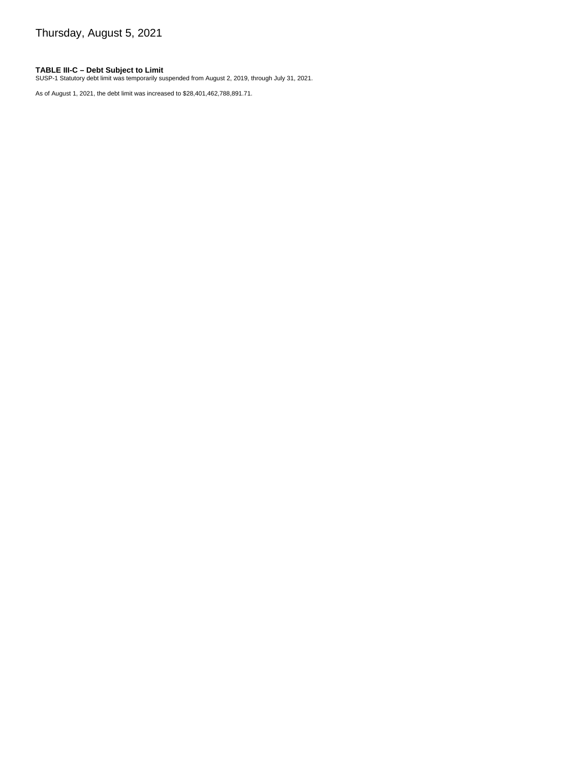Thursday, August 5, 2021

**TABLE III-C – Debt Subject to Limit**

SUSP-1 Statutory debt limit was temporarily suspended from August 2, 2019, through July 31, 2021.

As of August 1, 2021, the debt limit was increased to $28,401,462,788,891.71.